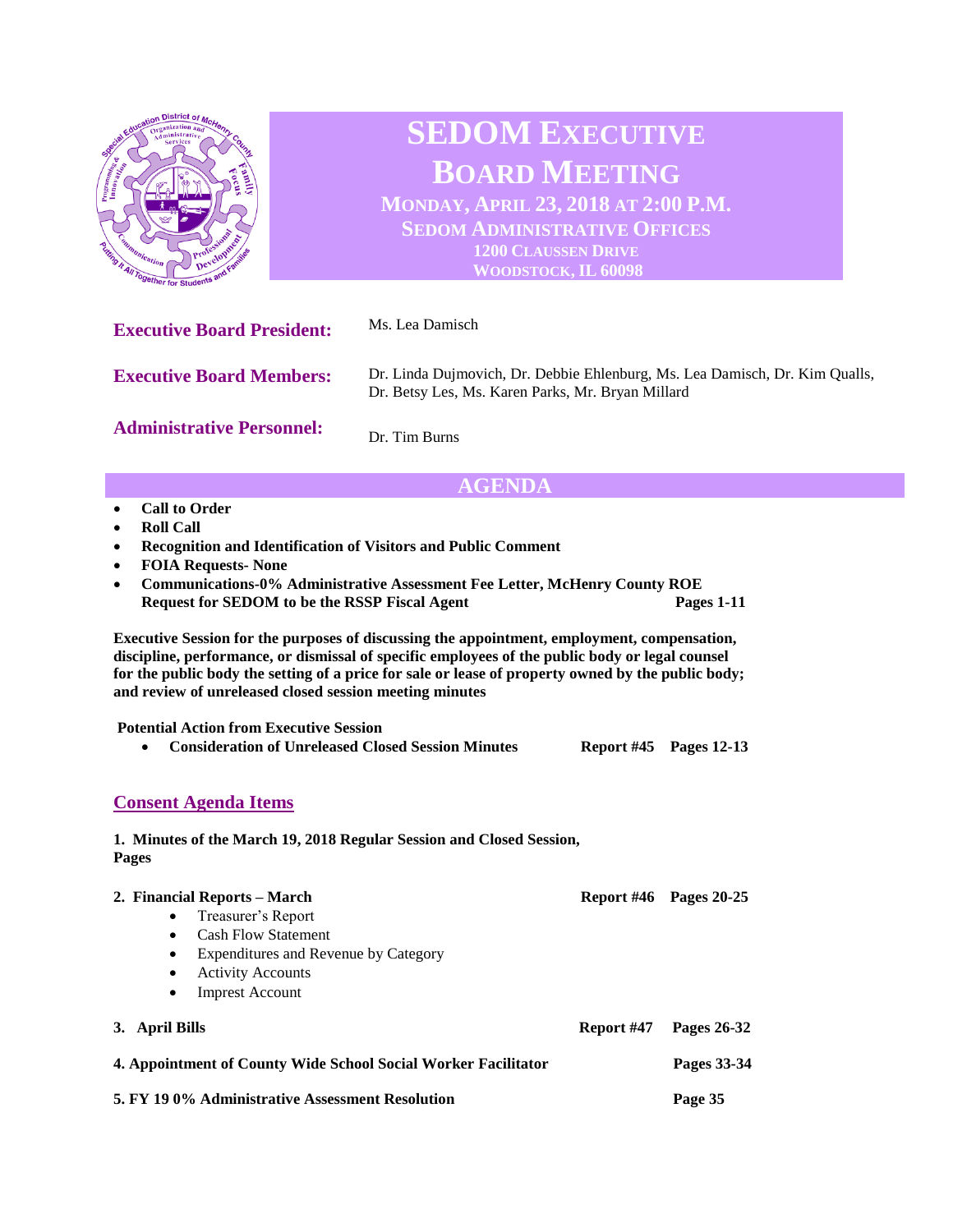# SEDOM EXECUTIVE BOARD MEETING

**MONDAY, APRIL 23, 2018 AT 2:00 P.M.**
**SEDOM ADMINISTRATIVE OFFICES**
**1200 CLAUSSEN DRIVE**
**WOODSTOCK, IL 60098**

**Executive Board President:** Ms. Lea Damisch

**Executive Board Members:** Dr. Linda Dujmovich, Dr. Debbie Ehlenburg, Ms. Lea Damisch, Dr. Kim Qualls, Dr. Betsy Les, Ms. Karen Parks, Mr. Bryan Millard

**Administrative Personnel:** Dr. Tim Burns

## AGENDA

- **Call to Order**
- **Roll Call**
- **Recognition and Identification of Visitors and Public Comment**
- **FOIA Requests- None**
- **Communications-0% Administrative Assessment Fee Letter, McHenry County ROE Request for SEDOM to be the RSSP Fiscal Agent** **Pages 1-11**

**Executive Session for the purposes of discussing the appointment, employment, compensation, discipline, performance, or dismissal of specific employees of the public body or legal counsel for the public body the setting of a price for sale or lease of property owned by the public body; and review of unreleased closed session meeting minutes**

**Potential Action from Executive Session**

- **Consideration of Unreleased Closed Session Minutes** **Report #45** **Pages 12-13**

### Consent Agenda Items

**1. Minutes of the March 19, 2018 Regular Session and Closed Session, Pages**

**2. Financial Reports – March** **Report #46** **Pages 20-25**

- Treasurer's Report
- Cash Flow Statement
- Expenditures and Revenue by Category
- Activity Accounts
- Imprest Account

**3. April Bills** **Report #47** **Pages 26-32**

**4. Appointment of County Wide School Social Worker Facilitator** **Pages 33-34**

**5. FY 19 0% Administrative Assessment Resolution** **Page 35**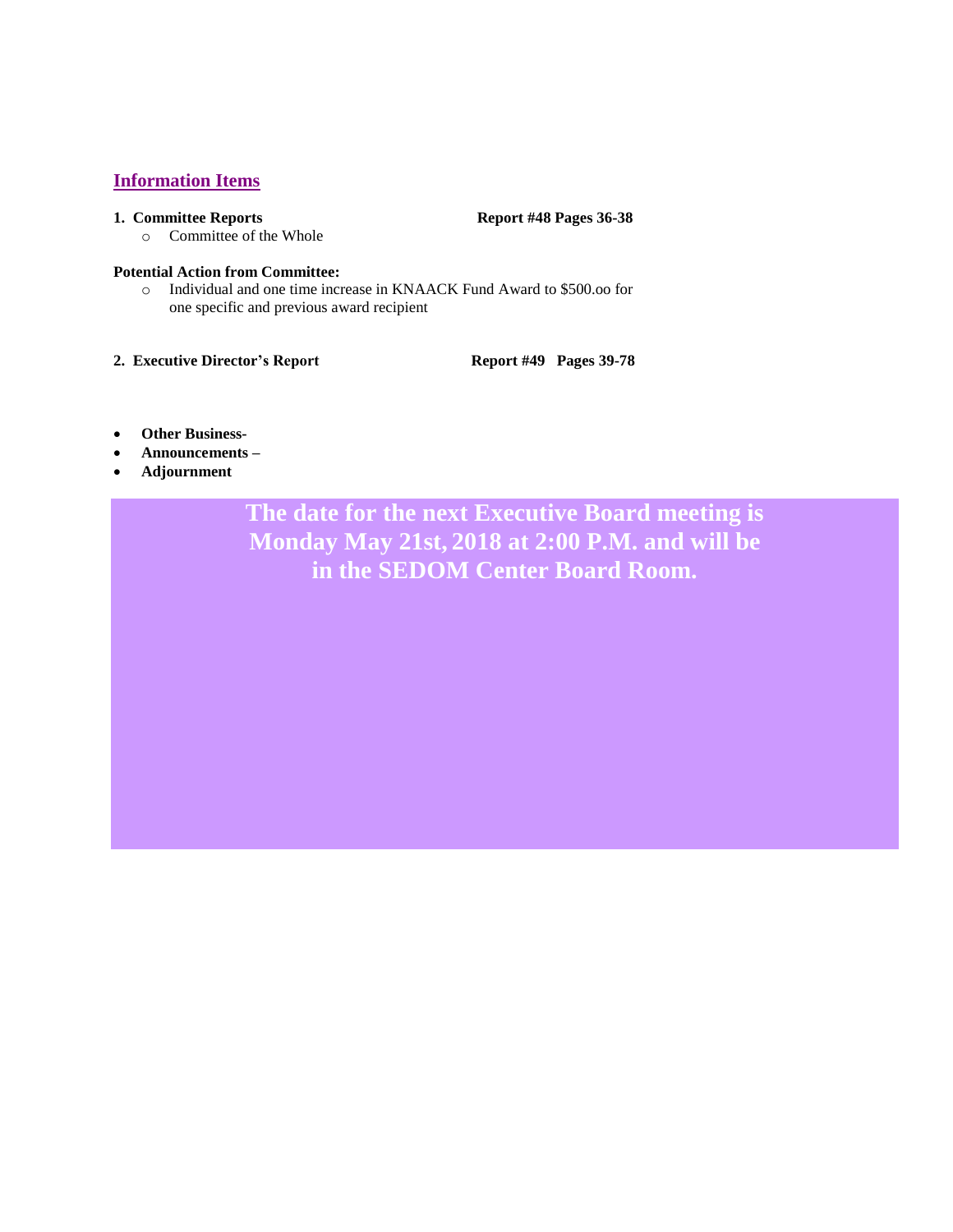## Information Items

1. **Committee Reports** **Report #48 Pages 36-38**
   - Committee of the Whole

**Potential Action from Committee:**

- Individual and one time increase in KNAACK Fund Award to $500.oo for one specific and previous award recipient

2. **Executive Director's Report** **Report #49 Pages 39-78**

- **Other Business-**
- **Announcements –**
- **Adjournment**

**The date for the next Executive Board meeting is Monday May 21st, 2018 at 2:00 P.M. and will be in the SEDOM Center Board Room.**